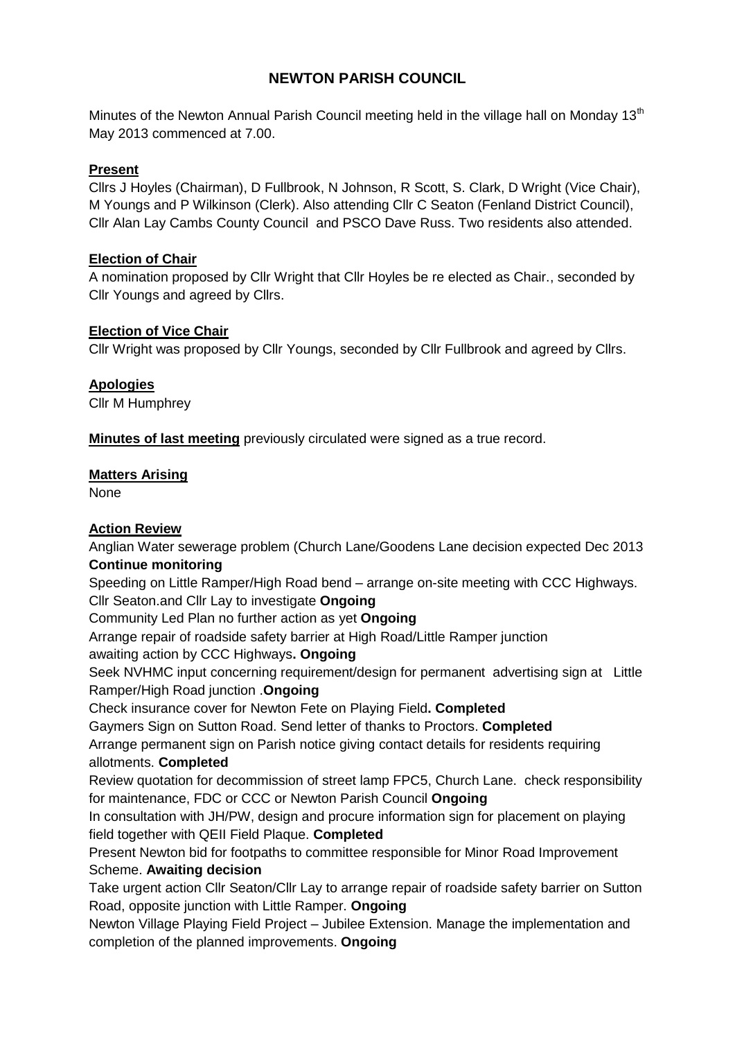# NEWTON PARISH COUNCIL

Minutes of the Newton Annual Parish Council meeting held in the village hall on Monday 13th May 2013 commenced at 7.00.

**Present**

Cllrs J Hoyles (Chairman), D Fullbrook, N Johnson, R Scott, S. Clark, D Wright (Vice Chair), M Youngs and P Wilkinson (Clerk). Also attending Cllr C Seaton (Fenland District Council), Cllr Alan Lay Cambs County Council and PSCO Dave Russ. Two residents also attended.

**Election of Chair**

A nomination proposed by Cllr Wright that Cllr Hoyles be re elected as Chair., seconded by Cllr Youngs and agreed by Cllrs.

**Election of Vice Chair**

Cllr Wright was proposed by Cllr Youngs, seconded by Cllr Fullbrook and agreed by Cllrs.

**Apologies**

Cllr M Humphrey

**Minutes of last meeting** previously circulated were signed as a true record.

**Matters Arising**

None

**Action Review**

Anglian Water sewerage problem (Church Lane/Goodens Lane decision expected Dec 2013 **Continue monitoring**

Speeding on Little Ramper/High Road bend – arrange on-site meeting with CCC Highways. Cllr Seaton.and Cllr Lay to investigate **Ongoing**

Community Led Plan no further action as yet **Ongoing**

Arrange repair of roadside safety barrier at High Road/Little Ramper junction awaiting action by CCC Highways**. Ongoing**

Seek NVHMC input concerning requirement/design for permanent advertising sign at Little Ramper/High Road junction .**Ongoing**

Check insurance cover for Newton Fete on Playing Field**. Completed**

Gaymers Sign on Sutton Road. Send letter of thanks to Proctors. **Completed**

Arrange permanent sign on Parish notice giving contact details for residents requiring allotments. **Completed**

Review quotation for decommission of street lamp FPC5, Church Lane. check responsibility for maintenance, FDC or CCC or Newton Parish Council **Ongoing**

In consultation with JH/PW, design and procure information sign for placement on playing field together with QEII Field Plaque. **Completed**

Present Newton bid for footpaths to committee responsible for Minor Road Improvement Scheme. **Awaiting decision**

Take urgent action Cllr Seaton/Cllr Lay to arrange repair of roadside safety barrier on Sutton Road, opposite junction with Little Ramper. **Ongoing**

Newton Village Playing Field Project – Jubilee Extension. Manage the implementation and completion of the planned improvements. **Ongoing**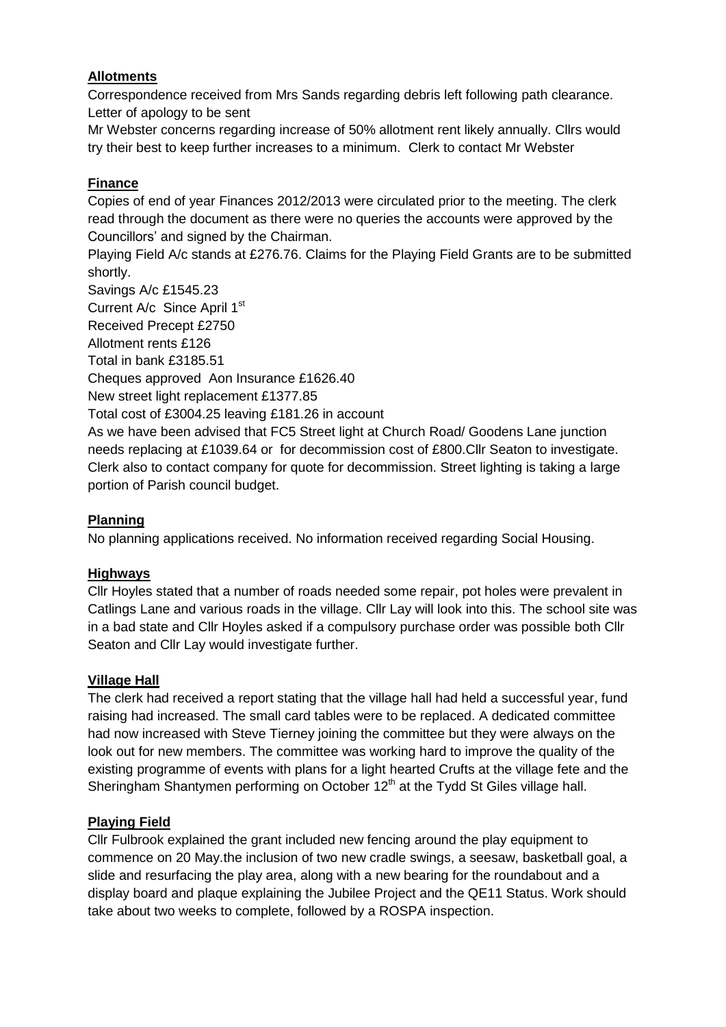## Allotments

Correspondence received from Mrs Sands regarding debris left following path clearance. Letter of apology to be sent

Mr Webster concerns regarding increase of 50% allotment rent likely annually. Cllrs would try their best to keep further increases to a minimum. Clerk to contact Mr Webster

## Finance

Copies of end of year Finances 2012/2013 were circulated prior to the meeting. The clerk read through the document as there were no queries the accounts were approved by the Councillors' and signed by the Chairman.

Playing Field A/c stands at £276.76. Claims for the Playing Field Grants are to be submitted shortly.

Savings A/c £1545.23

Current A/c Since April 1st

Received Precept £2750

Allotment rents £126

Total in bank £3185.51

Cheques approved Aon Insurance £1626.40

New street light replacement £1377.85

Total cost of £3004.25 leaving £181.26 in account

As we have been advised that FC5 Street light at Church Road/ Goodens Lane junction needs replacing at £1039.64 or for decommission cost of £800.Cllr Seaton to investigate. Clerk also to contact company for quote for decommission. Street lighting is taking a large portion of Parish council budget.

## Planning

No planning applications received. No information received regarding Social Housing.

## Highways

Cllr Hoyles stated that a number of roads needed some repair, pot holes were prevalent in Catlings Lane and various roads in the village. Cllr Lay will look into this. The school site was in a bad state and Cllr Hoyles asked if a compulsory purchase order was possible both Cllr Seaton and Cllr Lay would investigate further.

## Village Hall

The clerk had received a report stating that the village hall had held a successful year, fund raising had increased. The small card tables were to be replaced. A dedicated committee had now increased with Steve Tierney joining the committee but they were always on the look out for new members. The committee was working hard to improve the quality of the existing programme of events with plans for a light hearted Crufts at the village fete and the Sheringham Shantymen performing on October 12th at the Tydd St Giles village hall.

## Playing Field

Cllr Fulbrook explained the grant included new fencing around the play equipment to commence on 20 May.the inclusion of two new cradle swings, a seesaw, basketball goal, a slide and resurfacing the play area, along with a new bearing for the roundabout and a display board and plaque explaining the Jubilee Project and the QE11 Status. Work should take about two weeks to complete, followed by a ROSPA inspection.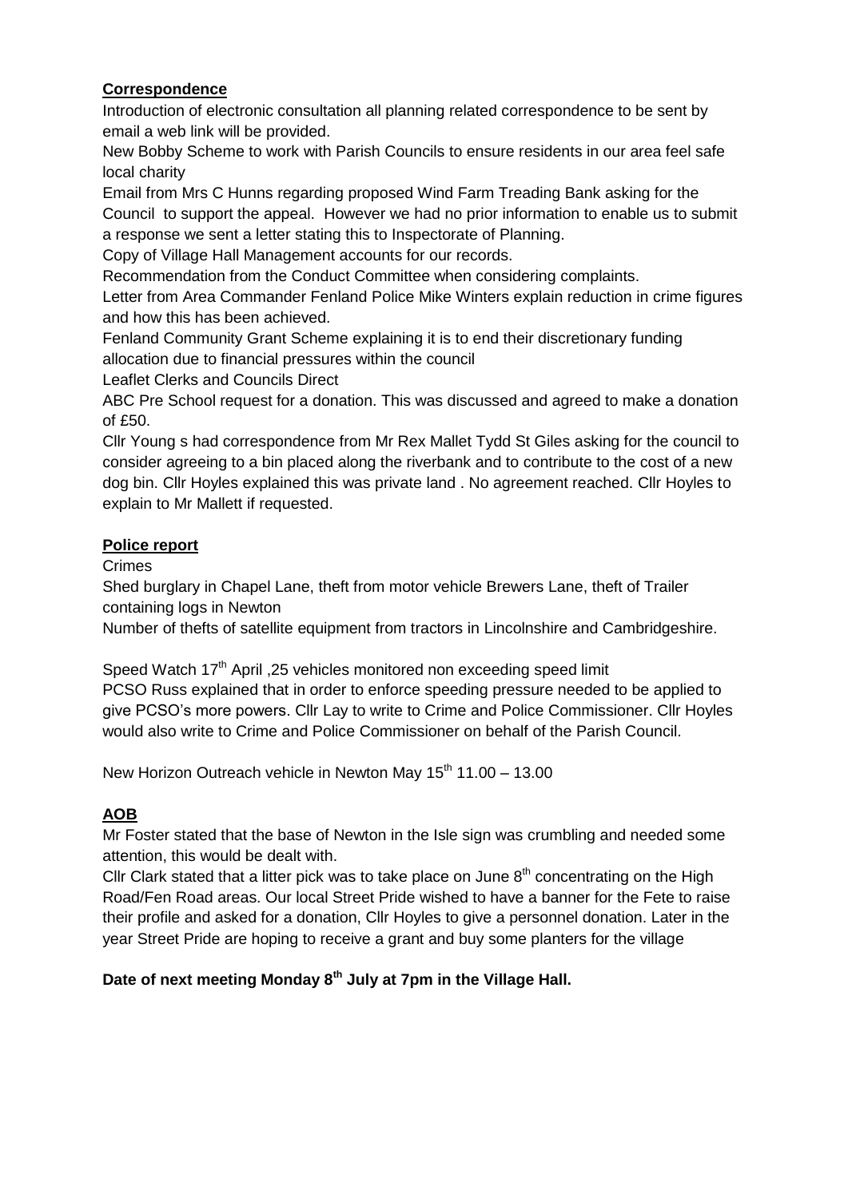## Correspondence

Introduction of electronic consultation all planning related correspondence to be sent by email a web link will be provided.

New Bobby Scheme to work with Parish Councils to ensure residents in our area feel safe local charity

Email from Mrs C Hunns regarding proposed Wind Farm Treading Bank asking for the Council to support the appeal. However we had no prior information to enable us to submit a response we sent a letter stating this to Inspectorate of Planning.

Copy of Village Hall Management accounts for our records.

Recommendation from the Conduct Committee when considering complaints.

Letter from Area Commander Fenland Police Mike Winters explain reduction in crime figures and how this has been achieved.

Fenland Community Grant Scheme explaining it is to end their discretionary funding allocation due to financial pressures within the council

Leaflet Clerks and Councils Direct

ABC Pre School request for a donation. This was discussed and agreed to make a donation of £50.

Cllr Young s had correspondence from Mr Rex Mallet Tydd St Giles asking for the council to consider agreeing to a bin placed along the riverbank and to contribute to the cost of a new dog bin. Cllr Hoyles explained this was private land . No agreement reached. Cllr Hoyles to explain to Mr Mallett if requested.

## Police report

Crimes

Shed burglary in Chapel Lane, theft from motor vehicle Brewers Lane, theft of Trailer containing logs in Newton

Number of thefts of satellite equipment from tractors in Lincolnshire and Cambridgeshire.

Speed Watch 17th April ,25 vehicles monitored non exceeding speed limit

PCSO Russ explained that in order to enforce speeding pressure needed to be applied to give PCSO's more powers. Cllr Lay to write to Crime and Police Commissioner. Cllr Hoyles would also write to Crime and Police Commissioner on behalf of the Parish Council.

New Horizon Outreach vehicle in Newton May 15th 11.00 – 13.00

## AOB

Mr Foster stated that the base of Newton in the Isle sign was crumbling and needed some attention, this would be dealt with.

Cllr Clark stated that a litter pick was to take place on June 8th concentrating on the High Road/Fen Road areas. Our local Street Pride wished to have a banner for the Fete to raise their profile and asked for a donation, Cllr Hoyles to give a personnel donation. Later in the year Street Pride are hoping to receive a grant and buy some planters for the village

**Date of next meeting Monday 8th July at 7pm in the Village Hall.**